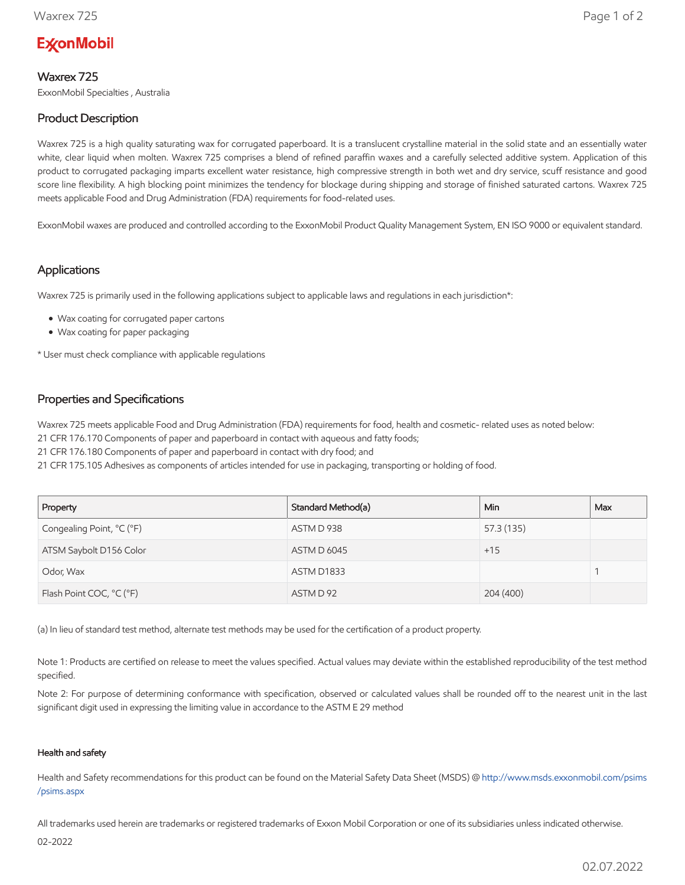ExxonMobil

# Waxrex 725

ExxonMobil Specialties , Australia

## Product Description

Waxrex 725 is a high quality saturating wax for corrugated paperboard. It is a translucent crystalline material in the solid state and an essentially water white, clear liquid when molten. Waxrex 725 comprises a blend of refined paraffin waxes and a carefully selected additive system. Application of this product to corrugated packaging imparts excellent water resistance, high compressive strength in both wet and dry service, scuff resistance and good score line flexibility. A high blocking point minimizes the tendency for blockage during shipping and storage of finished saturated cartons. Waxrex 725 meets applicable Food and Drug Administration (FDA) requirements for food-related uses.

ExxonMobil waxes are produced and controlled according to the ExxonMobil Product Quality Management System, EN ISO 9000 or equivalent standard.

## Applications

Waxrex 725 is primarily used in the following applications subject to applicable laws and regulations in each jurisdiction*:

- Wax coating for corrugated paper cartons
- Wax coating for paper packaging

* User must check compliance with applicable regulations

## Properties and Specifications

Waxrex 725 meets applicable Food and Drug Administration (FDA) requirements for food, health and cosmetic- related uses as noted below:
21 CFR 176.170 Components of paper and paperboard in contact with aqueous and fatty foods;
21 CFR 176.180 Components of paper and paperboard in contact with dry food; and
21 CFR 175.105 Adhesives as components of articles intended for use in packaging, transporting or holding of food.

| Property | Standard Method(a) | Min | Max |
|---|---|---|---|
| Congealing Point, °C (°F) | ASTM D 938 | 57.3 (135) | |
| ATSM Saybolt D156 Color | ASTM D 6045 | +15 | |
| Odor, Wax | ASTM D1833 | | 1 |
| Flash Point COC, °C (°F) | ASTM D 92 | 204 (400) | |

(a) In lieu of standard test method, alternate test methods may be used for the certification of a product property.

Note 1: Products are certified on release to meet the values specified. Actual values may deviate within the established reproducibility of the test method specified.

Note 2: For purpose of determining conformance with specification, observed or calculated values shall be rounded off to the nearest unit in the last significant digit used in expressing the limiting value in accordance to the ASTM E 29 method

#### Health and safety

Health and Safety recommendations for this product can be found on the Material Safety Data Sheet (MSDS) @ http://www.msds.exxonmobil.com/psims/psims.aspx

All trademarks used herein are trademarks or registered trademarks of Exxon Mobil Corporation or one of its subsidiaries unless indicated otherwise.

02-2022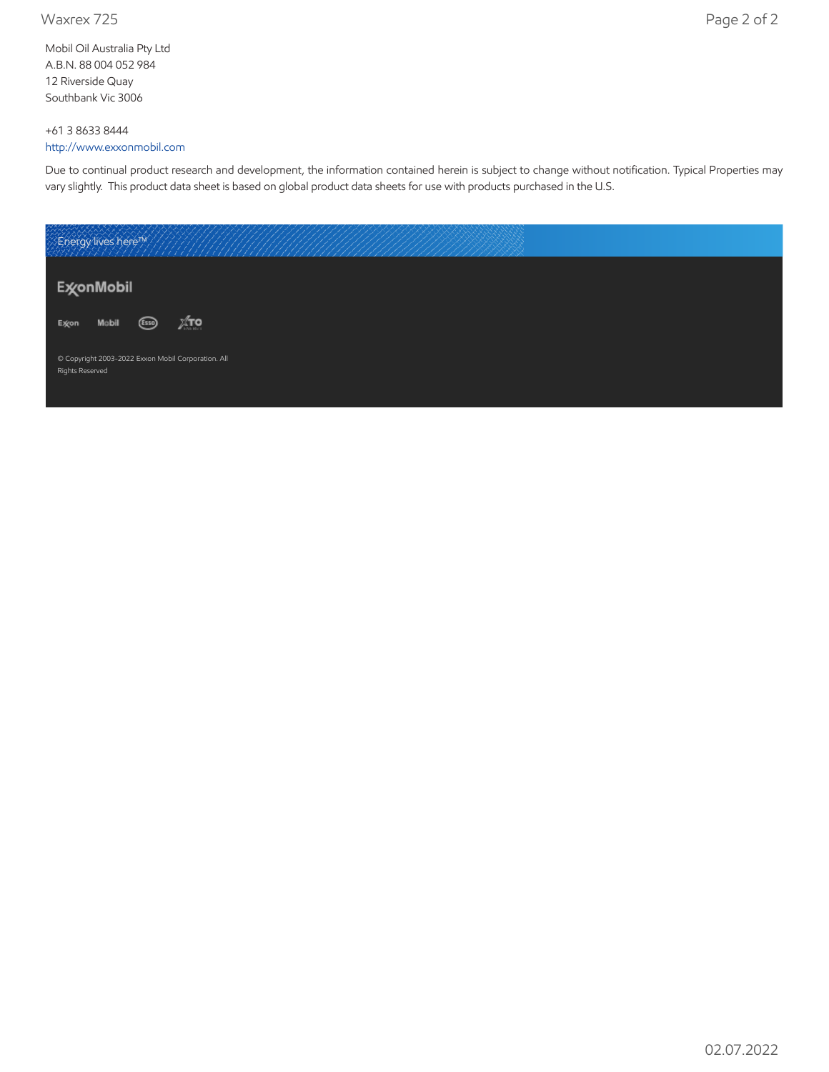Mobil Oil Australia Pty Ltd
A.B.N. 88 004 052 984
12 Riverside Quay
Southbank Vic 3006

+61 3 8633 8444
http://www.exxonmobil.com

Due to continual product research and development, the information contained herein is subject to change without notification. Typical Properties may vary slightly. This product data sheet is based on global product data sheets for use with products purchased in the U.S.

Energy lives here™

ExxonMobil

Exxon Mobil Esso XTO

© Copyright 2003-2022 Exxon Mobil Corporation. All Rights Reserved